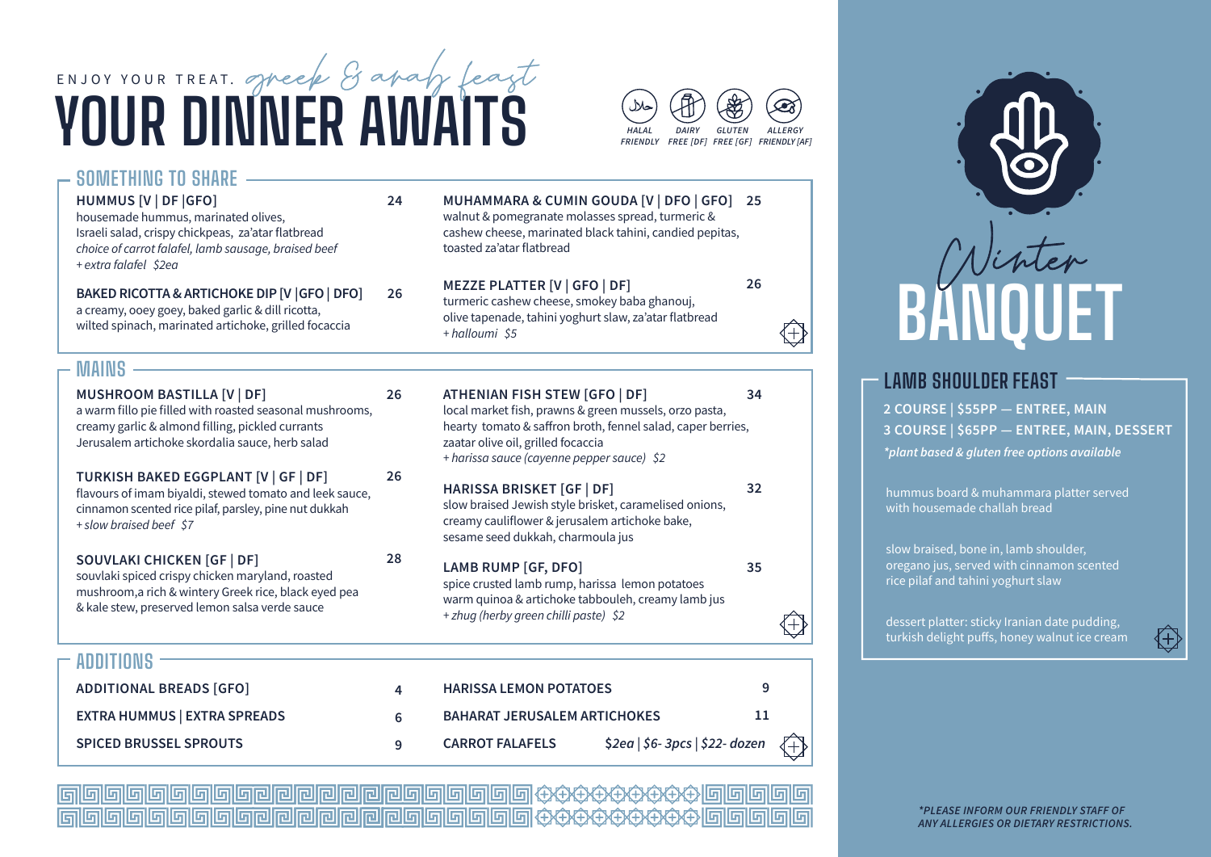ENJOY YOUR TREAT. *greek & arab feast*

# YOUR DINNER AWAITS

HALAL FRIENDLY | DAIRY FREE [DF] | GLUTEN FREE [GF] | ALLERGY FRIENDLY [AF]

## SOMETHING TO SHARE

**HUMMUS [V | DF |GFO]** — 24
housemade hummus, marinated olives, Israeli salad, crispy chickpeas, za'atar flatbread
*choice of carrot falafel, lamb sausage, braised beef*
*+ extra falafel $2ea*

**BAKED RICOTTA & ARTICHOKE DIP [V |GFO | DFO]** — 26
a creamy, ooey gooey, baked garlic & dill ricotta, wilted spinach, marinated artichoke, grilled focaccia

**MUHAMMARA & CUMIN GOUDA [V | DFO | GFO]** — 25
walnut & pomegranate molasses spread, turmeric & cashew cheese, marinated black tahini, candied pepitas, toasted za'atar flatbread

**MEZZE PLATTER [V | GFO | DF]** — 26
turmeric cashew cheese, smokey baba ghanouj, olive tapenade, tahini yoghurt slaw, za'atar flatbread
*+ halloumi $5*

## MAINS

**MUSHROOM BASTILLA [V | DF]** — 26
a warm fillo pie filled with roasted seasonal mushrooms, creamy garlic & almond filling, pickled currants Jerusalem artichoke skordalia sauce, herb salad

**TURKISH BAKED EGGPLANT [V | GF | DF]** — 26
flavours of imam biyaldi, stewed tomato and leek sauce, cinnamon scented rice pilaf, parsley, pine nut dukkah
*+ slow braised beef $7*

**SOUVLAKI CHICKEN [GF | DF]** — 28
souvlaki spiced crispy chicken maryland, roasted mushroom,a rich & wintery Greek rice, black eyed pea & kale stew, preserved lemon salsa verde sauce

**ATHENIAN FISH STEW [GFO | DF]** — 34
local market fish, prawns & green mussels, orzo pasta, hearty tomato & saffron broth, fennel salad, caper berries, zaatar olive oil, grilled focaccia
*+ harissa sauce (cayenne pepper sauce) $2*

**HARISSA BRISKET [GF | DF]** — 32
slow braised Jewish style brisket, caramelised onions, creamy cauliflower & jerusalem artichoke bake, sesame seed dukkah, charmoula jus

**LAMB RUMP [GF, DFO]** — 35
spice crusted lamb rump, harissa lemon potatoes warm quinoa & artichoke tabbouleh, creamy lamb jus
*+ zhug (herby green chilli paste) $2*

## ADDITIONS

| Item | Price |
|---|---|
| ADDITIONAL BREADS [GFO] | 4 |
| EXTRA HUMMUS \| EXTRA SPREADS | 6 |
| SPICED BRUSSEL SPROUTS | 9 |
| HARISSA LEMON POTATOES | 9 |
| BAHARAT JERUSALEM ARTICHOKES | 11 |
| CARROT FALAFELS | *$2ea \| $6- 3pcs \| $22- dozen* |

# *Winter* BANQUET

## LAMB SHOULDER FEAST

**2 COURSE | $55PP — ENTREE, MAIN**
**3 COURSE | $65PP — ENTREE, MAIN, DESSERT**
***plant based & gluten free options available***

hummus board & muhammara platter served with housemade challah bread

slow braised, bone in, lamb shoulder, oregano jus, served with cinnamon scented rice pilaf and tahini yoghurt slaw

dessert platter: sticky Iranian date pudding, turkish delight puffs, honey walnut ice cream

*\*PLEASE INFORM OUR FRIENDLY STAFF OF ANY ALLERGIES OR DIETARY RESTRICTIONS.*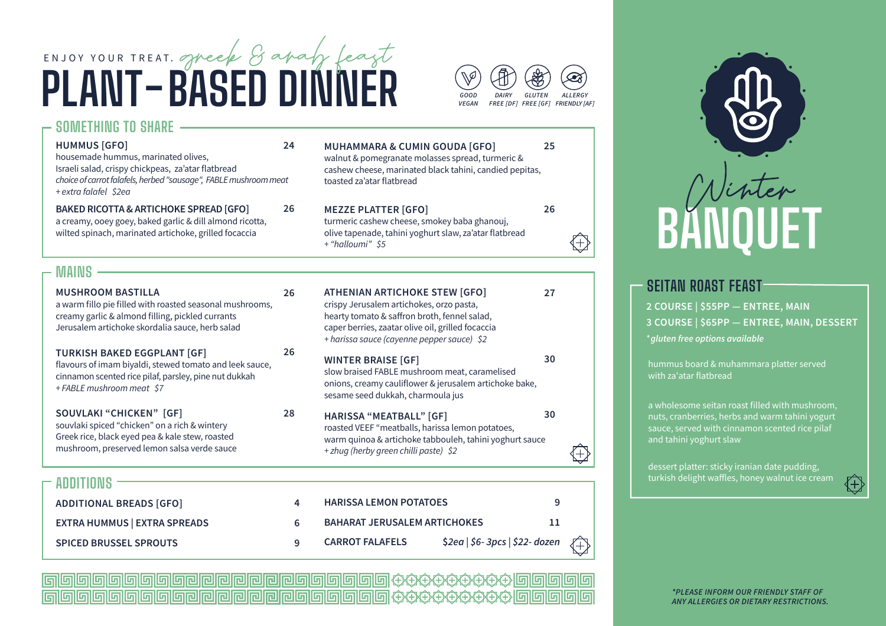ENJOY YOUR TREAT. *greek & arab feast*

# PLANT-BASED DINNER

GOOD VEGAN | DAIRY FREE [DF] | GLUTEN FREE [GF] | ALLERGY FRIENDLY [AF]

## SOMETHING TO SHARE

**HUMMUS [GFO]** 24
housemade hummus, marinated olives,
Israeli salad, crispy chickpeas, za'atar flatbread
*choice of carrot falafels, herbed "sausage", FABLE mushroom meat*
*+ extra falafel $2ea*

**BAKED RICOTTA & ARTICHOKE SPREAD [GFO]** 26
a creamy, ooey goey, baked garlic & dill almond ricotta,
wilted spinach, marinated artichoke, grilled focaccia

**MUHAMMARA & CUMIN GOUDA [GFO]** 25
walnut & pomegranate molasses spread, turmeric &
cashew cheese, marinated black tahini, candied pepitas,
toasted za'atar flatbread

**MEZZE PLATTER [GFO]** 26
turmeric cashew cheese, smokey baba ghanouj,
olive tapenade, tahini yoghurt slaw, za'atar flatbread
*+ "halloumi" $5*

## MAINS

**MUSHROOM BASTILLA** 26
a warm fillo pie filled with roasted seasonal mushrooms,
creamy garlic & almond filling, pickled currants
Jerusalem artichoke skordalia sauce, herb salad

**TURKISH BAKED EGGPLANT [GF]** 26
flavours of imam biyaldi, stewed tomato and leek sauce,
cinnamon scented rice pilaf, parsley, pine nut dukkah
*+ FABLE mushroom meat $7*

**SOUVLAKI "CHICKEN" [GF]** 28
souvlaki spiced "chicken" on a rich & wintery
Greek rice, black eyed pea & kale stew, roasted
mushroom, preserved lemon salsa verde sauce

**ATHENIAN ARTICHOKE STEW [GFO]** 27
crispy Jerusalem artichokes, orzo pasta,
hearty tomato & saffron broth, fennel salad,
caper berries, zaatar olive oil, grilled focaccia
*+ harissa sauce (cayenne pepper sauce) $2*

**WINTER BRAISE [GF]** 30
slow braised FABLE mushroom meat, caramelised
onions, creamy cauliflower & jerusalem artichoke bake,
sesame seed dukkah, charmoula jus

**HARISSA "MEATBALL" [GF]** 30
roasted VEEF "meatballs, harissa lemon potatoes,
warm quinoa & artichoke tabbouleh, tahini yoghurt sauce
*+ zhug (herby green chilli paste) $2*

## ADDITIONS

| | |
|---|---|
| **ADDITIONAL BREADS [GFO]** | 4 |
| **EXTRA HUMMUS \| EXTRA SPREADS** | 6 |
| **SPICED BRUSSEL SPROUTS** | 9 |
| **HARISSA LEMON POTATOES** | 9 |
| **BAHARAT JERUSALEM ARTICHOKES** | 11 |
| **CARROT FALAFELS** | *$2ea \| $6- 3pcs \| $22- dozen* |

# *Winter* BANQUET

## SEITAN ROAST FEAST

**2 COURSE | $55PP — ENTREE, MAIN**
**3 COURSE | $65PP — ENTREE, MAIN, DESSERT**
***gluten free options available***

hummus board & muhammara platter served with za'atar flatbread

a wholesome seitan roast filled with mushroom, nuts, cranberries, herbs and warm tahini yogurt sauce, served with cinnamon scented rice pilaf and tahini yoghurt slaw

dessert platter: sticky iranian date pudding, turkish delight waffles, honey walnut ice cream

***PLEASE INFORM OUR FRIENDLY STAFF OF ANY ALLERGIES OR DIETARY RESTRICTIONS.***